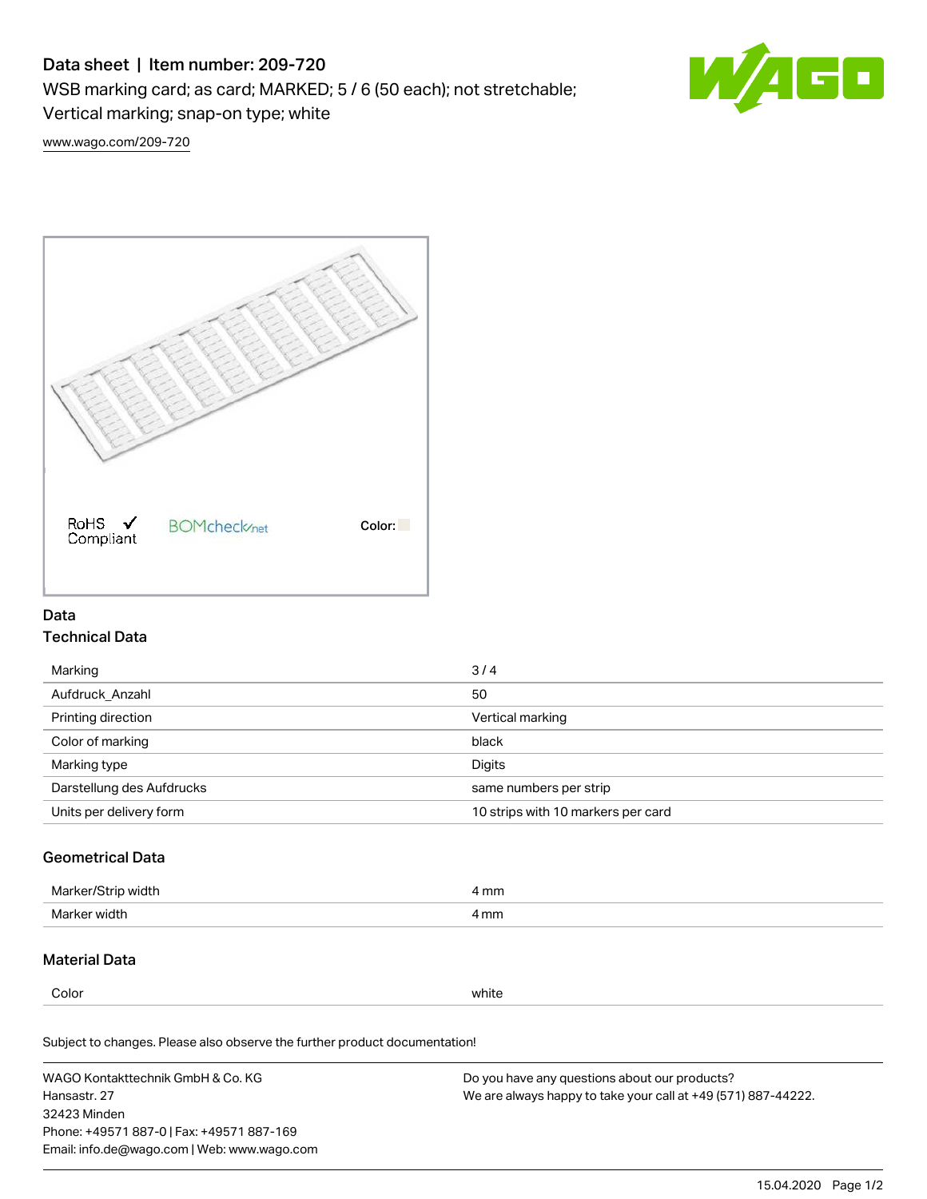# Data sheet | Item number: 209-720

WSB marking card; as card; MARKED; 5 / 6 (50 each); not stretchable; Vertical marking; snap-on type; white

www.wago.com/209-720

RoHS ✓ Compliant

BOMcheck.net

Color:

## Data

### Technical Data

| | |
|---|---|
| Marking | 3 / 4 |
| Aufdruck_Anzahl | 50 |
| Printing direction | Vertical marking |
| Color of marking | black |
| Marking type | Digits |
| Darstellung des Aufdrucks | same numbers per strip |
| Units per delivery form | 10 strips with 10 markers per card |

### Geometrical Data

| | |
|---|---|
| Marker/Strip width | 4 mm |
| Marker width | 4 mm |

### Material Data

| | |
|---|---|
| Color | white |

Subject to changes. Please also observe the further product documentation!

WAGO Kontakttechnik GmbH & Co. KG
Hansastr. 27
32423 Minden
Phone: +49571 887-0 | Fax: +49571 887-169
Email: info.de@wago.com | Web: www.wago.com

Do you have any questions about our products?
We are always happy to take your call at +49 (571) 887-44222.

15.04.2020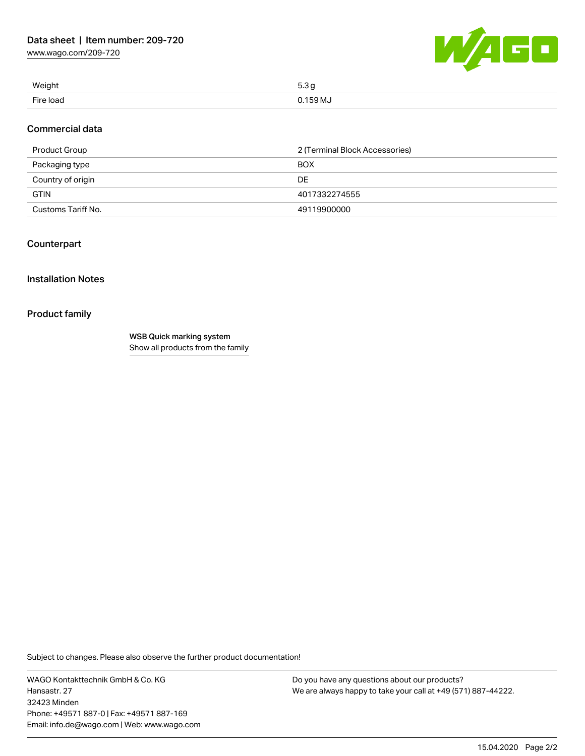| | |
|---|---|
| Weight | 5.3 g |
| Fire load | 0.159 MJ |

## Commercial data

| | |
|---|---|
| Product Group | 2 (Terminal Block Accessories) |
| Packaging type | BOX |
| Country of origin | DE |
| GTIN | 4017332274555 |
| Customs Tariff No. | 49119900000 |

## Counterpart

## Installation Notes

## Product family

**WSB Quick marking system**
Show all products from the family

Subject to changes. Please also observe the further product documentation!

WAGO Kontakttechnik GmbH & Co. KG
Hansastr. 27
32423 Minden
Phone: +49571 887-0 | Fax: +49571 887-169
Email: info.de@wago.com | Web: www.wago.com

Do you have any questions about our products?
We are always happy to take your call at +49 (571) 887-44222.